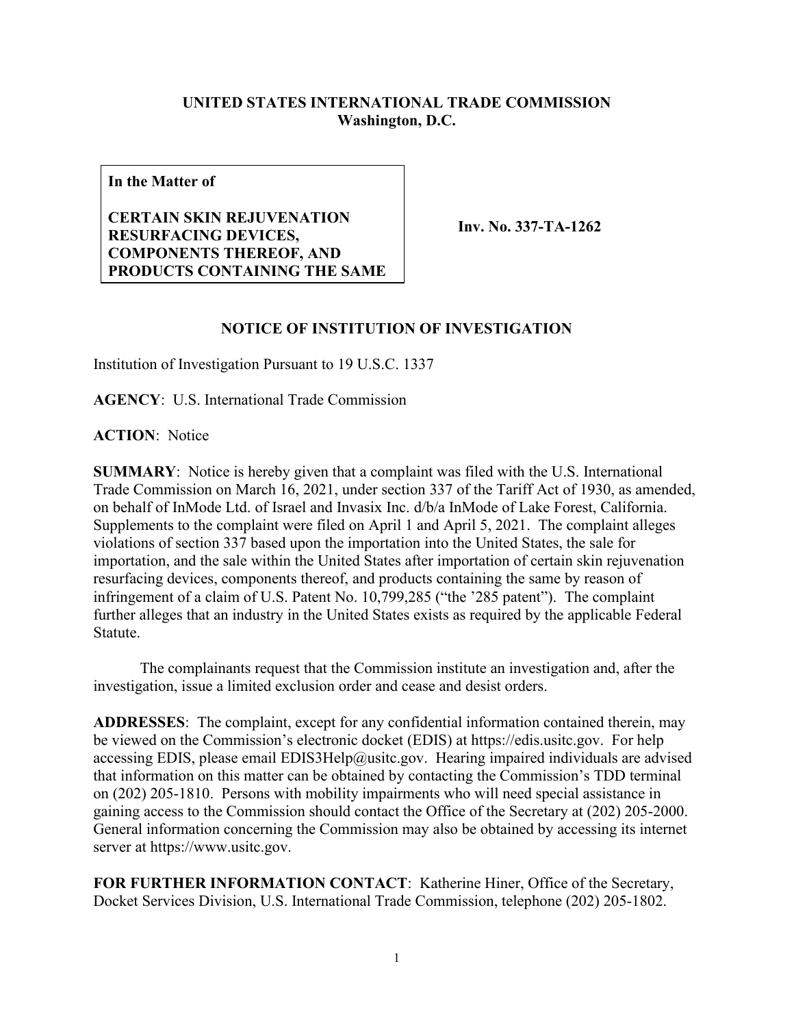**UNITED STATES INTERNATIONAL TRADE COMMISSION**
**Washington, D.C.**

| **In the Matter of**<br><br>**CERTAIN SKIN REJUVENATION RESURFACING DEVICES, COMPONENTS THEREOF, AND PRODUCTS CONTAINING THE SAME** | **Inv. No. 337-TA-1262** |
|---|---|

## NOTICE OF INSTITUTION OF INVESTIGATION

Institution of Investigation Pursuant to 19 U.S.C. 1337

**AGENCY**: U.S. International Trade Commission

**ACTION**: Notice

**SUMMARY**: Notice is hereby given that a complaint was filed with the U.S. International Trade Commission on March 16, 2021, under section 337 of the Tariff Act of 1930, as amended, on behalf of InMode Ltd. of Israel and Invasix Inc. d/b/a InMode of Lake Forest, California. Supplements to the complaint were filed on April 1 and April 5, 2021. The complaint alleges violations of section 337 based upon the importation into the United States, the sale for importation, and the sale within the United States after importation of certain skin rejuvenation resurfacing devices, components thereof, and products containing the same by reason of infringement of a claim of U.S. Patent No. 10,799,285 ("the '285 patent"). The complaint further alleges that an industry in the United States exists as required by the applicable Federal Statute.

The complainants request that the Commission institute an investigation and, after the investigation, issue a limited exclusion order and cease and desist orders.

**ADDRESSES**: The complaint, except for any confidential information contained therein, may be viewed on the Commission's electronic docket (EDIS) at https://edis.usitc.gov. For help accessing EDIS, please email EDIS3Help@usitc.gov. Hearing impaired individuals are advised that information on this matter can be obtained by contacting the Commission's TDD terminal on (202) 205-1810. Persons with mobility impairments who will need special assistance in gaining access to the Commission should contact the Office of the Secretary at (202) 205-2000. General information concerning the Commission may also be obtained by accessing its internet server at https://www.usitc.gov.

**FOR FURTHER INFORMATION CONTACT**: Katherine Hiner, Office of the Secretary, Docket Services Division, U.S. International Trade Commission, telephone (202) 205-1802.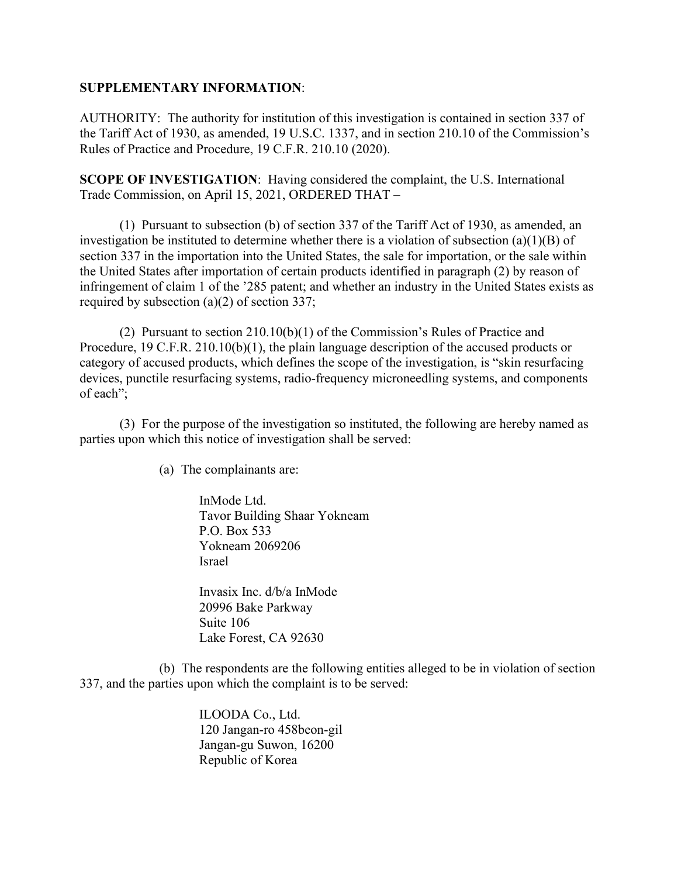**SUPPLEMENTARY INFORMATION**:

AUTHORITY: The authority for institution of this investigation is contained in section 337 of the Tariff Act of 1930, as amended, 19 U.S.C. 1337, and in section 210.10 of the Commission's Rules of Practice and Procedure, 19 C.F.R. 210.10 (2020).

**SCOPE OF INVESTIGATION**: Having considered the complaint, the U.S. International Trade Commission, on April 15, 2021, ORDERED THAT –

(1) Pursuant to subsection (b) of section 337 of the Tariff Act of 1930, as amended, an investigation be instituted to determine whether there is a violation of subsection (a)(1)(B) of section 337 in the importation into the United States, the sale for importation, or the sale within the United States after importation of certain products identified in paragraph (2) by reason of infringement of claim 1 of the '285 patent; and whether an industry in the United States exists as required by subsection (a)(2) of section 337;

(2) Pursuant to section 210.10(b)(1) of the Commission's Rules of Practice and Procedure, 19 C.F.R. 210.10(b)(1), the plain language description of the accused products or category of accused products, which defines the scope of the investigation, is "skin resurfacing devices, punctile resurfacing systems, radio-frequency microneedling systems, and components of each";

(3) For the purpose of the investigation so instituted, the following are hereby named as parties upon which this notice of investigation shall be served:

(a) The complainants are:

InMode Ltd.
Tavor Building Shaar Yokneam
P.O. Box 533
Yokneam 2069206
Israel

Invasix Inc. d/b/a InMode
20996 Bake Parkway
Suite 106
Lake Forest, CA 92630

(b) The respondents are the following entities alleged to be in violation of section 337, and the parties upon which the complaint is to be served:

ILOODA Co., Ltd.
120 Jangan-ro 458beon-gil
Jangan-gu Suwon, 16200
Republic of Korea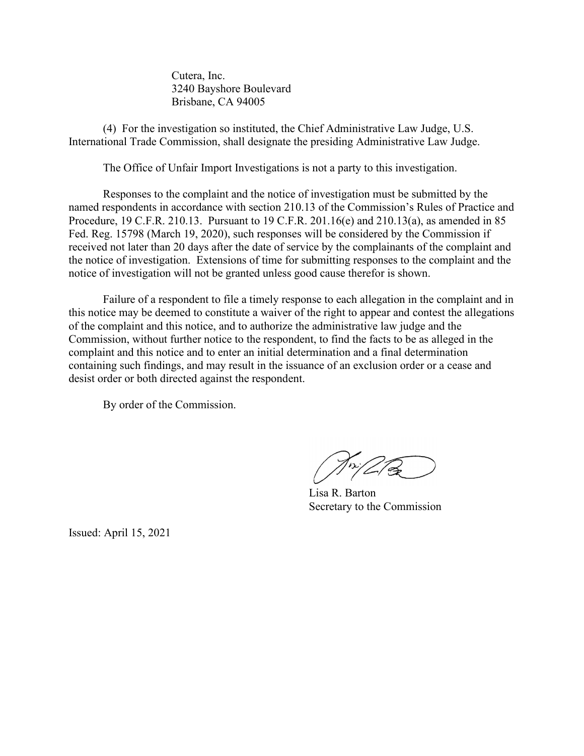Cutera, Inc.
3240 Bayshore Boulevard
Brisbane, CA 94005

(4) For the investigation so instituted, the Chief Administrative Law Judge, U.S. International Trade Commission, shall designate the presiding Administrative Law Judge.

The Office of Unfair Import Investigations is not a party to this investigation.

Responses to the complaint and the notice of investigation must be submitted by the named respondents in accordance with section 210.13 of the Commission's Rules of Practice and Procedure, 19 C.F.R. 210.13. Pursuant to 19 C.F.R. 201.16(e) and 210.13(a), as amended in 85 Fed. Reg. 15798 (March 19, 2020), such responses will be considered by the Commission if received not later than 20 days after the date of service by the complainants of the complaint and the notice of investigation. Extensions of time for submitting responses to the complaint and the notice of investigation will not be granted unless good cause therefor is shown.

Failure of a respondent to file a timely response to each allegation in the complaint and in this notice may be deemed to constitute a waiver of the right to appear and contest the allegations of the complaint and this notice, and to authorize the administrative law judge and the Commission, without further notice to the respondent, to find the facts to be as alleged in the complaint and this notice and to enter an initial determination and a final determination containing such findings, and may result in the issuance of an exclusion order or a cease and desist order or both directed against the respondent.

By order of the Commission.

Lisa R. Barton
Secretary to the Commission

Issued: April 15, 2021